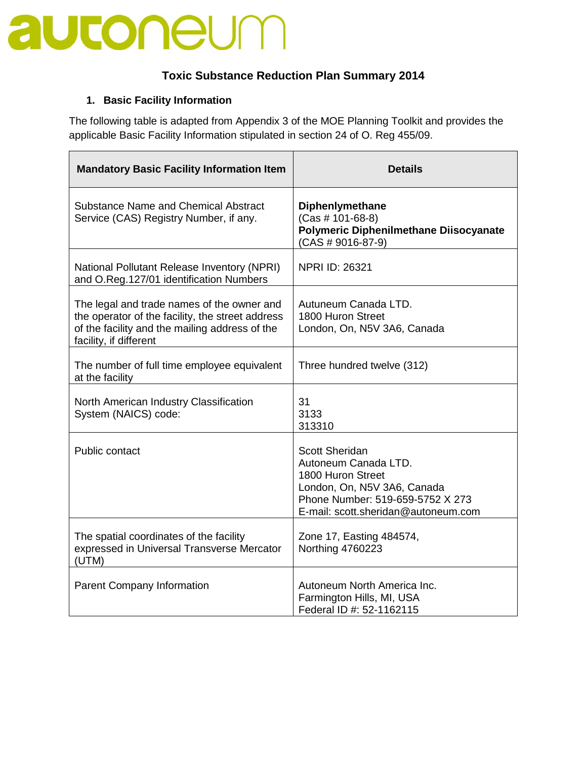autoneum

# Toxic Substance Reduction Plan Summary 2014

## 1. Basic Facility Information

The following table is adapted from Appendix 3 of the MOE Planning Toolkit and provides the applicable Basic Facility Information stipulated in section 24 of O. Reg 455/09.

| Mandatory Basic Facility Information Item | Details |
|---|---|
| Substance Name and Chemical Abstract Service (CAS) Registry Number, if any. | **Diphenlymethane**<br>(Cas # 101-68-8)<br>**Polymeric Diphenilmethane Diisocyanate**<br>(CAS # 9016-87-9) |
| National Pollutant Release Inventory (NPRI) and O.Reg.127/01 identification Numbers | NPRI ID: 26321 |
| The legal and trade names of the owner and the operator of the facility, the street address of the facility and the mailing address of the facility, if different | Autuneum Canada LTD.<br>1800 Huron Street<br>London, On, N5V 3A6, Canada |
| The number of full time employee equivalent at the facility | Three hundred twelve (312) |
| North American Industry Classification System (NAICS) code: | 31<br>3133<br>313310 |
| Public contact | Scott Sheridan<br>Autoneum Canada LTD.<br>1800 Huron Street<br>London, On, N5V 3A6, Canada<br>Phone Number: 519-659-5752 X 273<br>E-mail: scott.sheridan@autoneum.com |
| The spatial coordinates of the facility expressed in Universal Transverse Mercator (UTM) | Zone 17, Easting 484574,<br>Northing 4760223 |
| Parent Company Information | Autoneum North America Inc.<br>Farmington Hills, MI, USA<br>Federal ID #: 52-1162115 |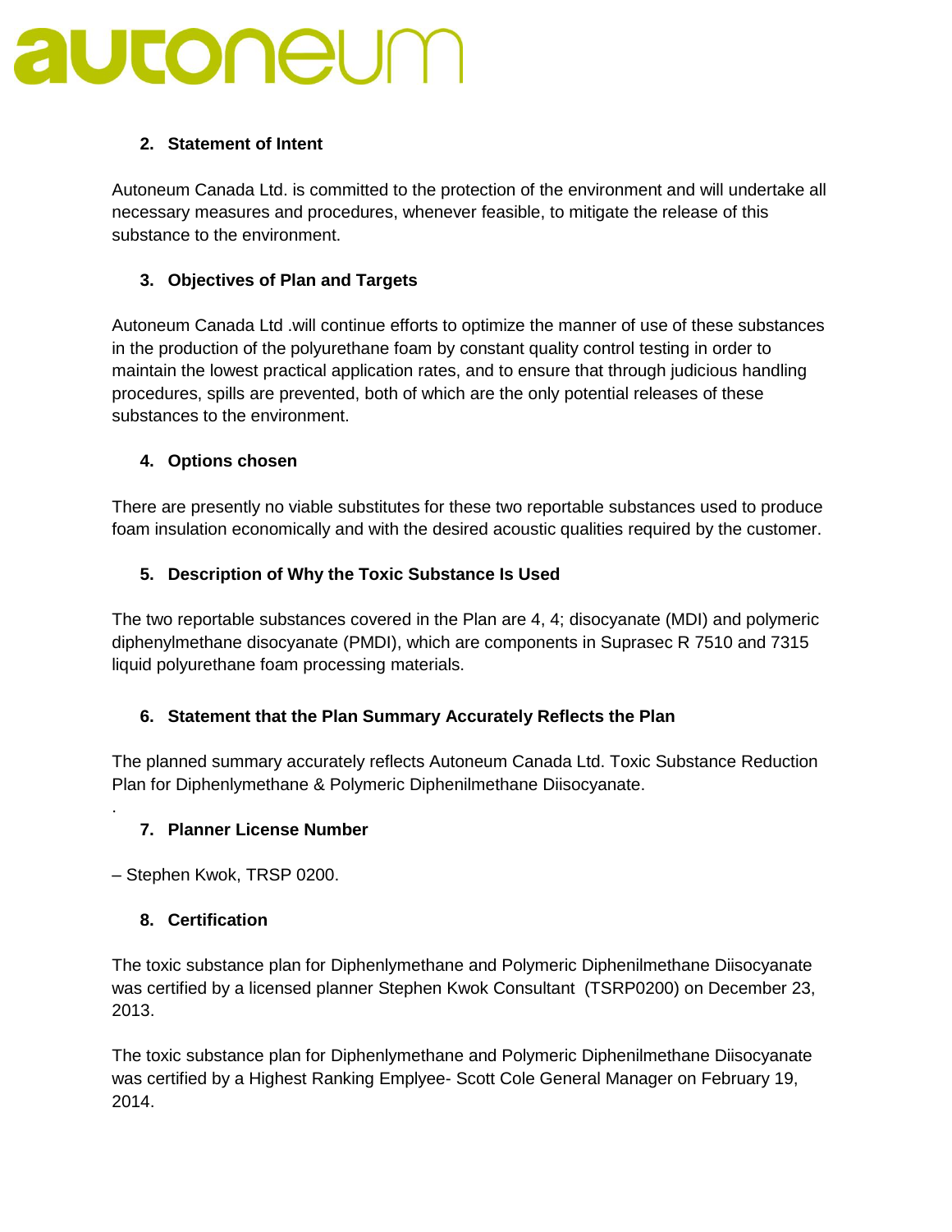autoneum

## 2. Statement of Intent

Autoneum Canada Ltd. is committed to the protection of the environment and will undertake all necessary measures and procedures, whenever feasible, to mitigate the release of this substance to the environment.

## 3. Objectives of Plan and Targets

Autoneum Canada Ltd .will continue efforts to optimize the manner of use of these substances in the production of the polyurethane foam by constant quality control testing in order to maintain the lowest practical application rates, and to ensure that through judicious handling procedures, spills are prevented, both of which are the only potential releases of these substances to the environment.

## 4. Options chosen

There are presently no viable substitutes for these two reportable substances used to produce foam insulation economically and with the desired acoustic qualities required by the customer.

## 5. Description of Why the Toxic Substance Is Used

The two reportable substances covered in the Plan are 4, 4; disocyanate (MDI) and polymeric diphenylmethane disocyanate (PMDI), which are components in Suprasec R 7510 and 7315 liquid polyurethane foam processing materials.

## 6. Statement that the Plan Summary Accurately Reflects the Plan

The planned summary accurately reflects Autoneum Canada Ltd. Toxic Substance Reduction Plan for Diphenlymethane & Polymeric Diphenilmethane Diisocyanate.

.

## 7. Planner License Number

– Stephen Kwok, TRSP 0200.

## 8. Certification

The toxic substance plan for Diphenlymethane and Polymeric Diphenilmethane Diisocyanate was certified by a licensed planner Stephen Kwok Consultant (TSRP0200) on December 23, 2013.

The toxic substance plan for Diphenlymethane and Polymeric Diphenilmethane Diisocyanate was certified by a Highest Ranking Emplyee- Scott Cole General Manager on February 19, 2014.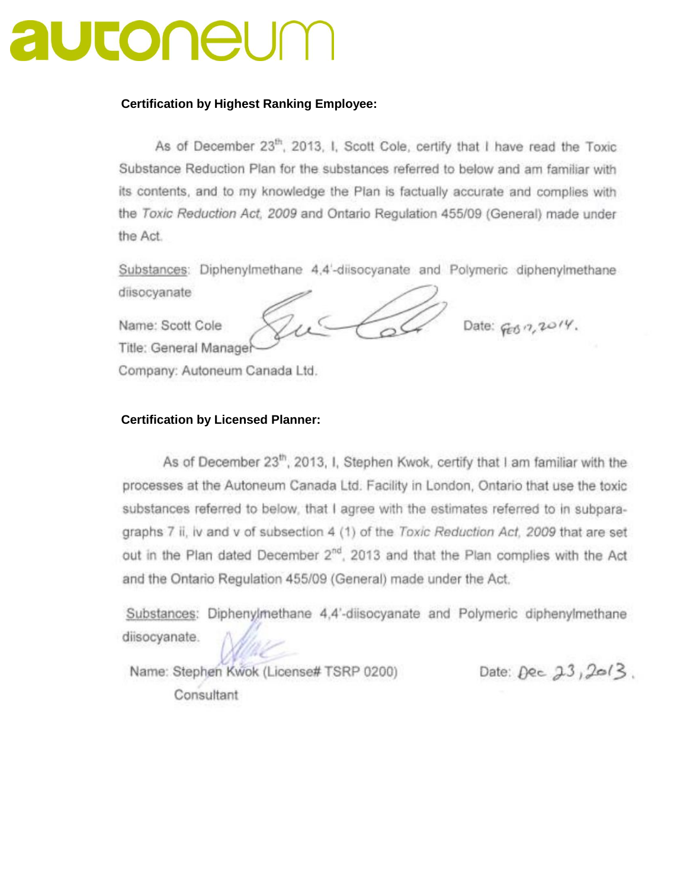**Certification by Highest Ranking Employee:**

As of December 23th, 2013, I, Scott Cole, certify that I have read the Toxic Substance Reduction Plan for the substances referred to below and am familiar with its contents, and to my knowledge the Plan is factually accurate and complies with the *Toxic Reduction Act, 2009* and Ontario Regulation 455/09 (General) made under the Act.

Substances: Diphenylmethane 4,4'-diisocyanate and Polymeric diphenylmethane diisocyanate

Name: Scott Cole

Date: FEB 17, 2014.

Title: General Manager

Company: Autoneum Canada Ltd.

**Certification by Licensed Planner:**

As of December 23th, 2013, I, Stephen Kwok, certify that I am familiar with the processes at the Autoneum Canada Ltd. Facility in London, Ontario that use the toxic substances referred to below, that I agree with the estimates referred to in subparagraphs 7 ii, iv and v of subsection 4 (1) of the *Toxic Reduction Act, 2009* that are set out in the Plan dated December 2nd, 2013 and that the Plan complies with the Act and the Ontario Regulation 455/09 (General) made under the Act.

Substances: Diphenylmethane 4,4'-diisocyanate and Polymeric diphenylmethane diisocyanate.

Name: Stephen Kwok (License# TSRP 0200)

Consultant

Date: Dec 23, 2013.